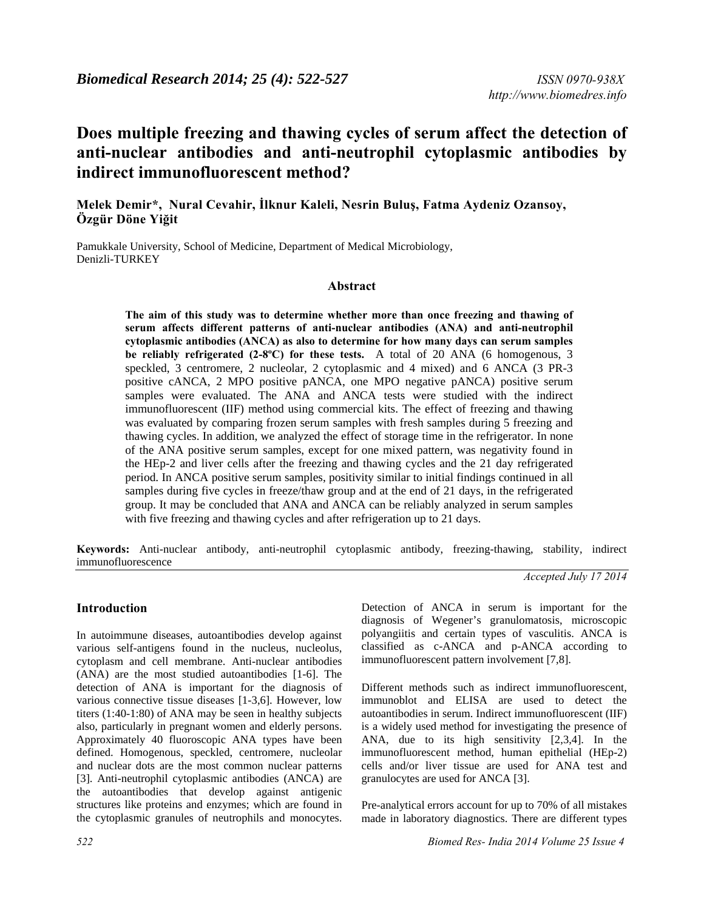# Does multiple freezing and thawing cycles of serum affect the detection of anti-nuclear antibodies and anti-neutrophil cytoplasmic antibodies by indirect immunofluorescent method?

**Melek Demir*, Nural Cevahir, İlknur Kaleli, Nesrin Buluş, Fatma Aydeniz Ozansoy, Özgür Döne Yiğit**

Pamukkale University, School of Medicine, Department of Medical Microbiology, Denizli-TURKEY

## Abstract

**The aim of this study was to determine whether more than once freezing and thawing of serum affects different patterns of anti-nuclear antibodies (ANA) and anti-neutrophil cytoplasmic antibodies (ANCA) as also to determine for how many days can serum samples be reliably refrigerated (2-8ºC) for these tests.** A total of 20 ANA (6 homogenous, 3 speckled, 3 centromere, 2 nucleolar, 2 cytoplasmic and 4 mixed) and 6 ANCA (3 PR-3 positive cANCA, 2 MPO positive pANCA, one MPO negative pANCA) positive serum samples were evaluated. The ANA and ANCA tests were studied with the indirect immunofluorescent (IIF) method using commercial kits. The effect of freezing and thawing was evaluated by comparing frozen serum samples with fresh samples during 5 freezing and thawing cycles. In addition, we analyzed the effect of storage time in the refrigerator. In none of the ANA positive serum samples, except for one mixed pattern, was negativity found in the HEp-2 and liver cells after the freezing and thawing cycles and the 21 day refrigerated period. In ANCA positive serum samples, positivity similar to initial findings continued in all samples during five cycles in freeze/thaw group and at the end of 21 days, in the refrigerated group. It may be concluded that ANA and ANCA can be reliably analyzed in serum samples with five freezing and thawing cycles and after refrigeration up to 21 days.

**Keywords:** Anti-nuclear antibody, anti-neutrophil cytoplasmic antibody, freezing-thawing, stability, indirect immunofluorescence

*Accepted July 17 2014*

## Introduction

In autoimmune diseases, autoantibodies develop against various self-antigens found in the nucleus, nucleolus, cytoplasm and cell membrane. Anti-nuclear antibodies (ANA) are the most studied autoantibodies [1-6]. The detection of ANA is important for the diagnosis of various connective tissue diseases [1-3,6]. However, low titers (1:40-1:80) of ANA may be seen in healthy subjects also, particularly in pregnant women and elderly persons. Approximately 40 fluoroscopic ANA types have been defined. Homogenous, speckled, centromere, nucleolar and nuclear dots are the most common nuclear patterns [3]. Anti-neutrophil cytoplasmic antibodies (ANCA) are the autoantibodies that develop against antigenic structures like proteins and enzymes; which are found in the cytoplasmic granules of neutrophils and monocytes. Detection of ANCA in serum is important for the diagnosis of Wegener's granulomatosis, microscopic polyangiitis and certain types of vasculitis. ANCA is classified as c-ANCA and p-ANCA according to immunofluorescent pattern involvement [7,8].

Different methods such as indirect immunofluorescent, immunoblot and ELISA are used to detect the autoantibodies in serum. Indirect immunofluorescent (IIF) is a widely used method for investigating the presence of ANA, due to its high sensitivity [2,3,4]. In the immunofluorescent method, human epithelial (HEp-2) cells and/or liver tissue are used for ANA test and granulocytes are used for ANCA [3].

Pre-analytical errors account for up to 70% of all mistakes made in laboratory diagnostics. There are different types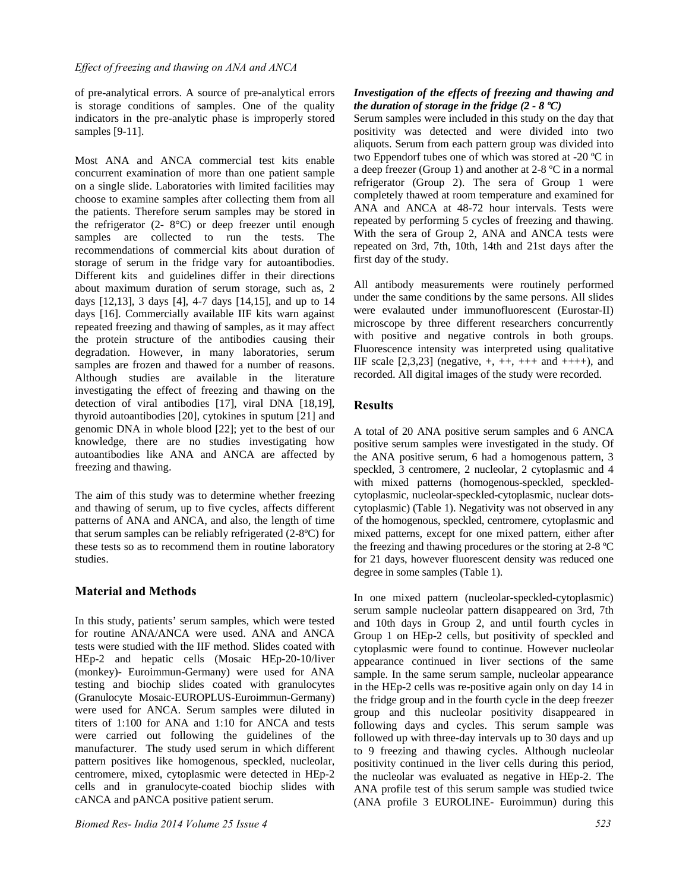of pre-analytical errors. A source of pre-analytical errors is storage conditions of samples. One of the quality indicators in the pre-analytic phase is improperly stored samples [9-11].

Most ANA and ANCA commercial test kits enable concurrent examination of more than one patient sample on a single slide. Laboratories with limited facilities may choose to examine samples after collecting them from all the patients. Therefore serum samples may be stored in the refrigerator (2- 8°C) or deep freezer until enough samples are collected to run the tests. The recommendations of commercial kits about duration of storage of serum in the fridge vary for autoantibodies. Different kits and guidelines differ in their directions about maximum duration of serum storage, such as, 2 days [12,13], 3 days [4], 4-7 days [14,15], and up to 14 days [16]. Commercially available IIF kits warn against repeated freezing and thawing of samples, as it may affect the protein structure of the antibodies causing their degradation. However, in many laboratories, serum samples are frozen and thawed for a number of reasons. Although studies are available in the literature investigating the effect of freezing and thawing on the detection of viral antibodies [17], viral DNA [18,19], thyroid autoantibodies [20], cytokines in sputum [21] and genomic DNA in whole blood [22]; yet to the best of our knowledge, there are no studies investigating how autoantibodies like ANA and ANCA are affected by freezing and thawing.

The aim of this study was to determine whether freezing and thawing of serum, up to five cycles, affects different patterns of ANA and ANCA, and also, the length of time that serum samples can be reliably refrigerated (2-8ºC) for these tests so as to recommend them in routine laboratory studies.

## Material and Methods

In this study, patients' serum samples, which were tested for routine ANA/ANCA were used. ANA and ANCA tests were studied with the IIF method. Slides coated with HEp-2 and hepatic cells (Mosaic HEp-20-10/liver (monkey)- Euroimmun-Germany) were used for ANA testing and biochip slides coated with granulocytes (Granulocyte Mosaic-EUROPLUS-Euroimmun-Germany) were used for ANCA. Serum samples were diluted in titers of 1:100 for ANA and 1:10 for ANCA and tests were carried out following the guidelines of the manufacturer. The study used serum in which different pattern positives like homogenous, speckled, nucleolar, centromere, mixed, cytoplasmic were detected in HEp-2 cells and in granulocyte-coated biochip slides with cANCA and pANCA positive patient serum.

***Investigation of the effects of freezing and thawing and the duration of storage in the fridge (2 - 8 ºC)***

Serum samples were included in this study on the day that positivity was detected and were divided into two aliquots. Serum from each pattern group was divided into two Eppendorf tubes one of which was stored at -20 ºC in a deep freezer (Group 1) and another at 2-8 ºC in a normal refrigerator (Group 2). The sera of Group 1 were completely thawed at room temperature and examined for ANA and ANCA at 48-72 hour intervals. Tests were repeated by performing 5 cycles of freezing and thawing. With the sera of Group 2, ANA and ANCA tests were repeated on 3rd, 7th, 10th, 14th and 21st days after the first day of the study.

All antibody measurements were routinely performed under the same conditions by the same persons. All slides were evalauted under immunofluorescent (Eurostar-II) microscope by three different researchers concurrently with positive and negative controls in both groups. Fluorescence intensity was interpreted using qualitative IIF scale [2,3,23] (negative, +, ++, +++ and ++++), and recorded. All digital images of the study were recorded.

## Results

A total of 20 ANA positive serum samples and 6 ANCA positive serum samples were investigated in the study. Of the ANA positive serum, 6 had a homogenous pattern, 3 speckled, 3 centromere, 2 nucleolar, 2 cytoplasmic and 4 with mixed patterns (homogenous-speckled, speckled-cytoplasmic, nucleolar-speckled-cytoplasmic, nuclear dots-cytoplasmic) (Table 1). Negativity was not observed in any of the homogenous, speckled, centromere, cytoplasmic and mixed patterns, except for one mixed pattern, either after the freezing and thawing procedures or the storing at 2-8 ºC for 21 days, however fluorescent density was reduced one degree in some samples (Table 1).

In one mixed pattern (nucleolar-speckled-cytoplasmic) serum sample nucleolar pattern disappeared on 3rd, 7th and 10th days in Group 2, and until fourth cycles in Group 1 on HEp-2 cells, but positivity of speckled and cytoplasmic were found to continue. However nucleolar appearance continued in liver sections of the same sample. In the same serum sample, nucleolar appearance in the HEp-2 cells was re-positive again only on day 14 in the fridge group and in the fourth cycle in the deep freezer group and this nucleolar positivity disappeared in following days and cycles. This serum sample was followed up with three-day intervals up to 30 days and up to 9 freezing and thawing cycles. Although nucleolar positivity continued in the liver cells during this period, the nucleolar was evaluated as negative in HEp-2. The ANA profile test of this serum sample was studied twice (ANA profile 3 EUROLINE- Euroimmun) during this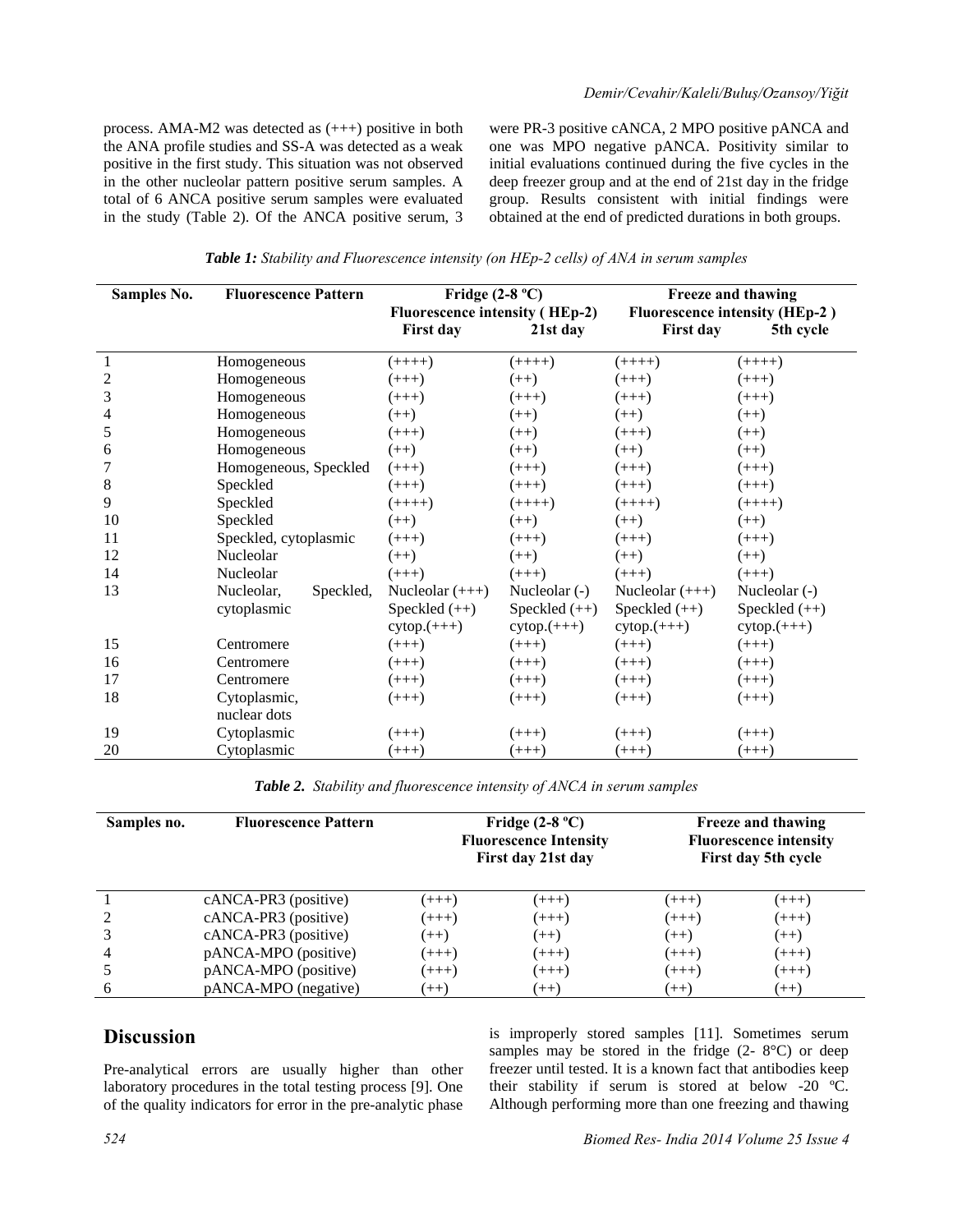process. AMA-M2 was detected as (+++) positive in both the ANA profile studies and SS-A was detected as a weak positive in the first study. This situation was not observed in the other nucleolar pattern positive serum samples. A total of 6 ANCA positive serum samples were evaluated in the study (Table 2). Of the ANCA positive serum, 3 were PR-3 positive cANCA, 2 MPO positive pANCA and one was MPO negative pANCA. Positivity similar to initial evaluations continued during the five cycles in the deep freezer group and at the end of 21st day in the fridge group. Results consistent with initial findings were obtained at the end of predicted durations in both groups.

***Table 1:*** *Stability and Fluorescence intensity (on HEp-2 cells) of ANA in serum samples*

| Samples No. | Fluorescence Pattern | Fridge (2-8 ºC) Fluorescence intensity ( HEp-2) | | Freeze and thawing Fluorescence intensity (HEp-2 ) | |
|---|---|---|---|---|---|
| | | First day | 21st day | First day | 5th cycle |
| 1 | Homogeneous | (++++) | (++++) | (++++) | (++++) |
| 2 | Homogeneous | (+++) | (++) | (+++) | (+++) |
| 3 | Homogeneous | (+++) | (+++) | (+++) | (+++) |
| 4 | Homogeneous | (++) | (++) | (++) | (++) |
| 5 | Homogeneous | (+++) | (++) | (+++) | (++) |
| 6 | Homogeneous | (++) | (++) | (++) | (++) |
| 7 | Homogeneous, Speckled | (+++) | (+++) | (+++) | (+++) |
| 8 | Speckled | (+++) | (+++) | (+++) | (+++) |
| 9 | Speckled | (++++) | (++++) | (++++) | (++++) |
| 10 | Speckled | (++) | (++) | (++) | (++) |
| 11 | Speckled, cytoplasmic | (+++) | (+++) | (+++) | (+++) |
| 12 | Nucleolar | (++) | (++) | (++) | (++) |
| 14 | Nucleolar | (+++) | (+++) | (+++) | (+++) |
| 13 | Nucleolar, Speckled, cytoplasmic | Nucleolar (+++) Speckled (++) cytop.(+++) | Nucleolar (-) Speckled (++) cytop.(+++) | Nucleolar (+++) Speckled (++) cytop.(+++) | Nucleolar (-) Speckled (++) cytop.(+++) |
| 15 | Centromere | (+++) | (+++) | (+++) | (+++) |
| 16 | Centromere | (+++) | (+++) | (+++) | (+++) |
| 17 | Centromere | (+++) | (+++) | (+++) | (+++) |
| 18 | Cytoplasmic, nuclear dots | (+++) | (+++) | (+++) | (+++) |
| 19 | Cytoplasmic | (+++) | (+++) | (+++) | (+++) |
| 20 | Cytoplasmic | (+++) | (+++) | (+++) | (+++) |

***Table 2.*** *Stability and fluorescence intensity of ANCA in serum samples*

| Samples no. | Fluorescence Pattern | Fridge (2-8 ºC) Fluorescence Intensity | | Freeze and thawing Fluorescence intensity | |
|---|---|---|---|---|---|
| | | First day | 21st day | First day | 5th cycle |
| 1 | cANCA-PR3 (positive) | (+++) | (+++) | (+++) | (+++) |
| 2 | cANCA-PR3 (positive) | (+++) | (+++) | (+++) | (+++) |
| 3 | cANCA-PR3 (positive) | (++) | (++) | (++) | (++) |
| 4 | pANCA-MPO (positive) | (+++) | (+++) | (+++) | (+++) |
| 5 | pANCA-MPO (positive) | (+++) | (+++) | (+++) | (+++) |
| 6 | pANCA-MPO (negative) | (++) | (++) | (++) | (++) |

## Discussion

Pre-analytical errors are usually higher than other laboratory procedures in the total testing process [9]. One of the quality indicators for error in the pre-analytic phase is improperly stored samples [11]. Sometimes serum samples may be stored in the fridge (2- 8°C) or deep freezer until tested. It is a known fact that antibodies keep their stability if serum is stored at below -20 ºC. Although performing more than one freezing and thawing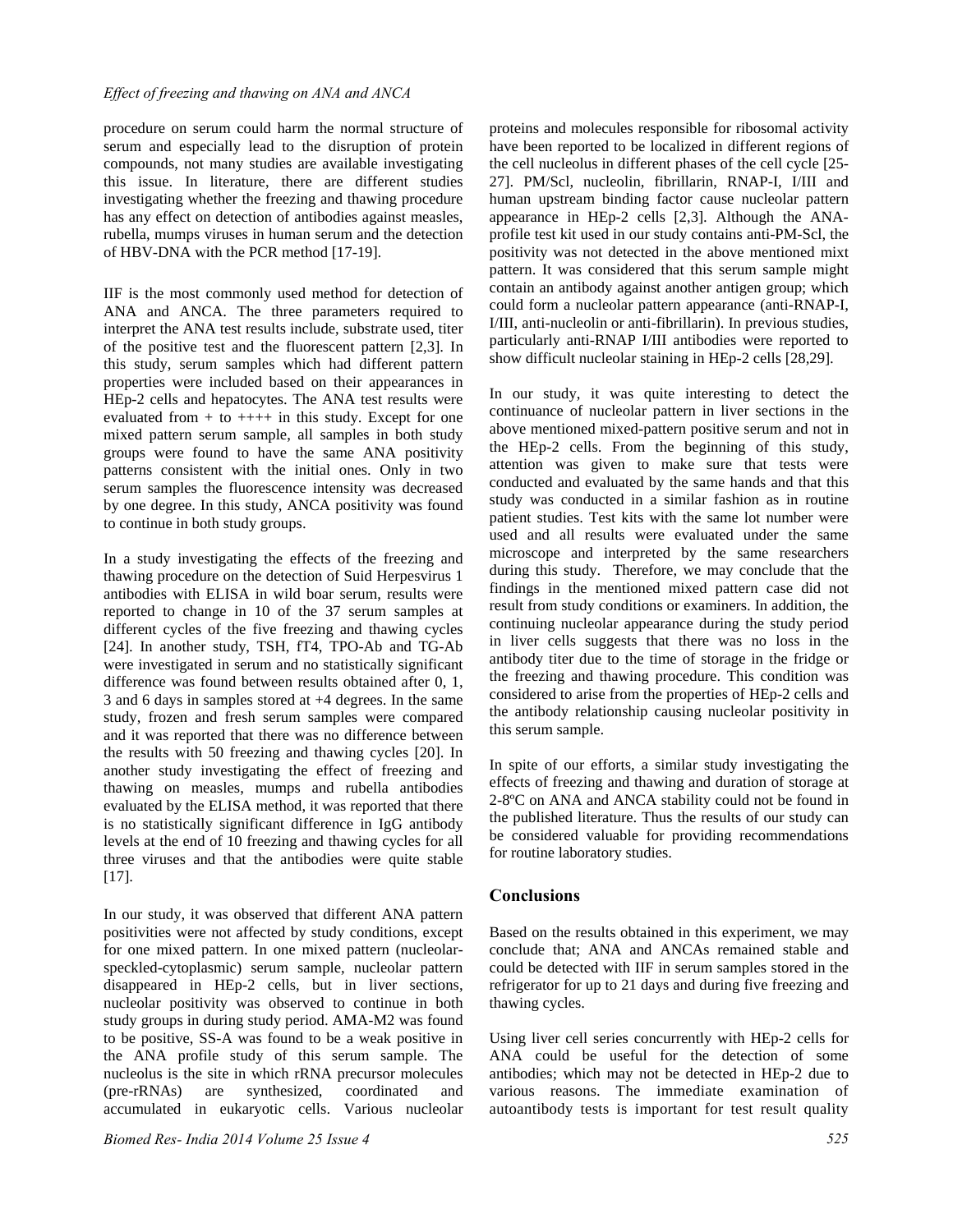procedure on serum could harm the normal structure of serum and especially lead to the disruption of protein compounds, not many studies are available investigating this issue. In literature, there are different studies investigating whether the freezing and thawing procedure has any effect on detection of antibodies against measles, rubella, mumps viruses in human serum and the detection of HBV-DNA with the PCR method [17-19].

IIF is the most commonly used method for detection of ANA and ANCA. The three parameters required to interpret the ANA test results include, substrate used, titer of the positive test and the fluorescent pattern [2,3]. In this study, serum samples which had different pattern properties were included based on their appearances in HEp-2 cells and hepatocytes. The ANA test results were evaluated from + to ++++ in this study. Except for one mixed pattern serum sample, all samples in both study groups were found to have the same ANA positivity patterns consistent with the initial ones. Only in two serum samples the fluorescence intensity was decreased by one degree. In this study, ANCA positivity was found to continue in both study groups.

In a study investigating the effects of the freezing and thawing procedure on the detection of Suid Herpesvirus 1 antibodies with ELISA in wild boar serum, results were reported to change in 10 of the 37 serum samples at different cycles of the five freezing and thawing cycles [24]. In another study, TSH, fT4, TPO-Ab and TG-Ab were investigated in serum and no statistically significant difference was found between results obtained after 0, 1, 3 and 6 days in samples stored at +4 degrees. In the same study, frozen and fresh serum samples were compared and it was reported that there was no difference between the results with 50 freezing and thawing cycles [20]. In another study investigating the effect of freezing and thawing on measles, mumps and rubella antibodies evaluated by the ELISA method, it was reported that there is no statistically significant difference in IgG antibody levels at the end of 10 freezing and thawing cycles for all three viruses and that the antibodies were quite stable [17].

In our study, it was observed that different ANA pattern positivities were not affected by study conditions, except for one mixed pattern. In one mixed pattern (nucleolar-speckled-cytoplasmic) serum sample, nucleolar pattern disappeared in HEp-2 cells, but in liver sections, nucleolar positivity was observed to continue in both study groups in during study period. AMA-M2 was found to be positive, SS-A was found to be a weak positive in the ANA profile study of this serum sample. The nucleolus is the site in which rRNA precursor molecules (pre-rRNAs) are synthesized, coordinated and accumulated in eukaryotic cells. Various nucleolar proteins and molecules responsible for ribosomal activity have been reported to be localized in different regions of the cell nucleolus in different phases of the cell cycle [25-27]. PM/Scl, nucleolin, fibrillarin, RNAP-I, I/III and human upstream binding factor cause nucleolar pattern appearance in HEp-2 cells [2,3]. Although the ANA-profile test kit used in our study contains anti-PM-Scl, the positivity was not detected in the above mentioned mixt pattern. It was considered that this serum sample might contain an antibody against another antigen group; which could form a nucleolar pattern appearance (anti-RNAP-I, I/III, anti-nucleolin or anti-fibrillarin). In previous studies, particularly anti-RNAP I/III antibodies were reported to show difficult nucleolar staining in HEp-2 cells [28,29].

In our study, it was quite interesting to detect the continuance of nucleolar pattern in liver sections in the above mentioned mixed-pattern positive serum and not in the HEp-2 cells. From the beginning of this study, attention was given to make sure that tests were conducted and evaluated by the same hands and that this study was conducted in a similar fashion as in routine patient studies. Test kits with the same lot number were used and all results were evaluated under the same microscope and interpreted by the same researchers during this study. Therefore, we may conclude that the findings in the mentioned mixed pattern case did not result from study conditions or examiners. In addition, the continuing nucleolar appearance during the study period in liver cells suggests that there was no loss in the antibody titer due to the time of storage in the fridge or the freezing and thawing procedure. This condition was considered to arise from the properties of HEp-2 cells and the antibody relationship causing nucleolar positivity in this serum sample.

In spite of our efforts, a similar study investigating the effects of freezing and thawing and duration of storage at 2-8ºC on ANA and ANCA stability could not be found in the published literature. Thus the results of our study can be considered valuable for providing recommendations for routine laboratory studies.

## Conclusions

Based on the results obtained in this experiment, we may conclude that; ANA and ANCAs remained stable and could be detected with IIF in serum samples stored in the refrigerator for up to 21 days and during five freezing and thawing cycles.

Using liver cell series concurrently with HEp-2 cells for ANA could be useful for the detection of some antibodies; which may not be detected in HEp-2 due to various reasons. The immediate examination of autoantibody tests is important for test result quality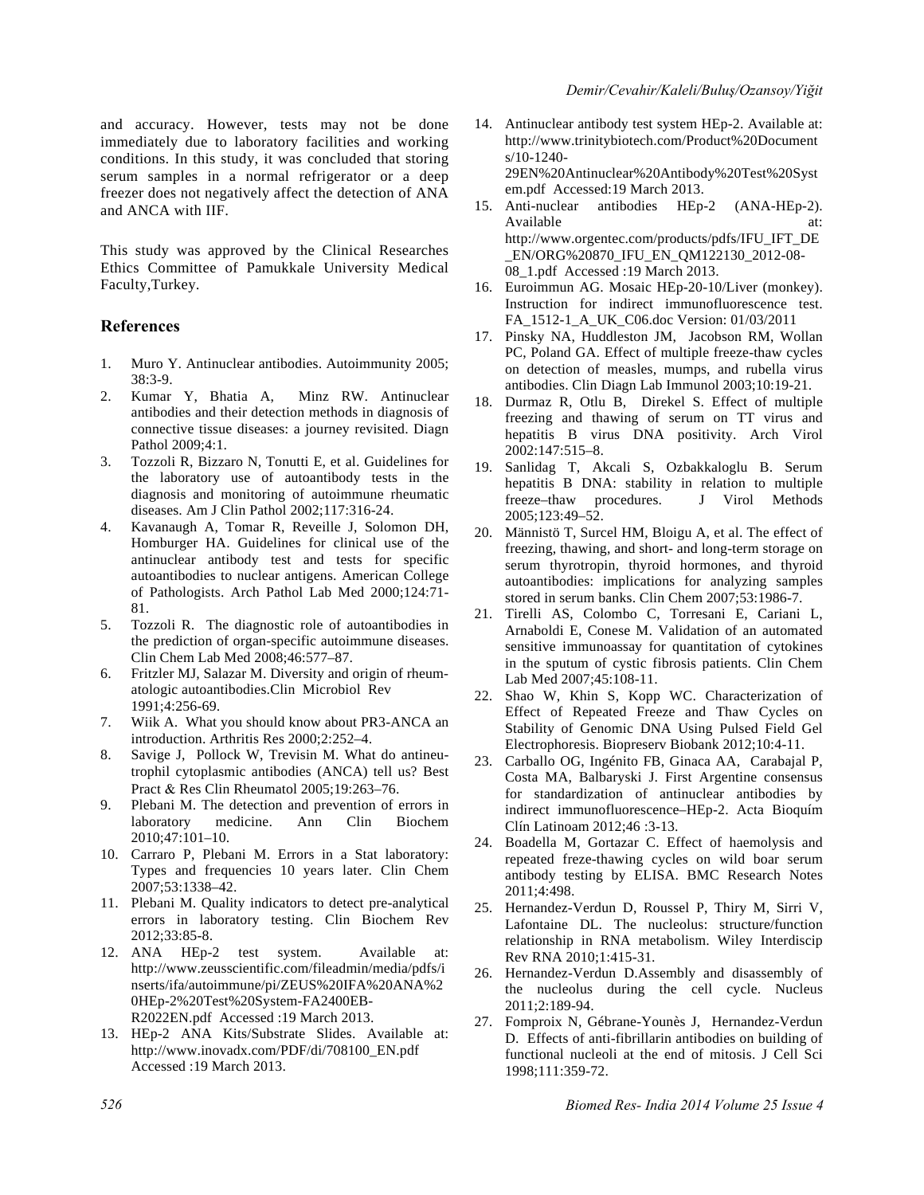and accuracy. However, tests may not be done immediately due to laboratory facilities and working conditions. In this study, it was concluded that storing serum samples in a normal refrigerator or a deep freezer does not negatively affect the detection of ANA and ANCA with IIF.

This study was approved by the Clinical Researches Ethics Committee of Pamukkale University Medical Faculty,Turkey.

## References

1. Muro Y. Antinuclear antibodies. Autoimmunity 2005; 38:3-9.
2. Kumar Y, Bhatia A, Minz RW. Antinuclear antibodies and their detection methods in diagnosis of connective tissue diseases: a journey revisited. Diagn Pathol 2009;4:1.
3. Tozzoli R, Bizzaro N, Tonutti E, et al. Guidelines for the laboratory use of autoantibody tests in the diagnosis and monitoring of autoimmune rheumatic diseases. Am J Clin Pathol 2002;117:316-24.
4. Kavanaugh A, Tomar R, Reveille J, Solomon DH, Homburger HA. Guidelines for clinical use of the antinuclear antibody test and tests for specific autoantibodies to nuclear antigens. American College of Pathologists. Arch Pathol Lab Med 2000;124:71-81.
5. Tozzoli R. The diagnostic role of autoantibodies in the prediction of organ-specific autoimmune diseases. Clin Chem Lab Med 2008;46:577–87.
6. Fritzler MJ, Salazar M. Diversity and origin of rheumatologic autoantibodies.Clin Microbiol Rev 1991;4:256-69.
7. Wiik A. What you should know about PR3-ANCA an introduction. Arthritis Res 2000;2:252–4.
8. Savige J, Pollock W, Trevisin M. What do antineutrophil cytoplasmic antibodies (ANCA) tell us? Best Pract & Res Clin Rheumatol 2005;19:263–76.
9. Plebani M. The detection and prevention of errors in laboratory medicine. Ann Clin Biochem 2010;47:101–10.
10. Carraro P, Plebani M. Errors in a Stat laboratory: Types and frequencies 10 years later. Clin Chem 2007;53:1338–42.
11. Plebani M. Quality indicators to detect pre-analytical errors in laboratory testing. Clin Biochem Rev 2012;33:85-8.
12. ANA HEp-2 test system. Available at: http://www.zeusscientific.com/fileadmin/media/pdfs/inserts/ifa/autoimmune/pi/ZEUS%20IFA%20ANA%20HEp-2%20Test%20System-FA2400EB-R2022EN.pdf Accessed :19 March 2013.
13. HEp-2 ANA Kits/Substrate Slides. Available at: http://www.inovadx.com/PDF/di/708100_EN.pdf Accessed :19 March 2013.
14. Antinuclear antibody test system HEp-2. Available at: http://www.trinitybiotech.com/Product%20Documents/10-1240-29EN%20Antinuclear%20Antibody%20Test%20System.pdf Accessed:19 March 2013.
15. Anti-nuclear antibodies HEp-2 (ANA-HEp-2). Available at: http://www.orgentec.com/products/pdfs/IFU_IFT_DE_EN/ORG%20870_IFU_EN_QM122130_2012-08-08_1.pdf Accessed :19 March 2013.
16. Euroimmun AG. Mosaic HEp-20-10/Liver (monkey). Instruction for indirect immunofluorescence test. FA_1512-1_A_UK_C06.doc Version: 01/03/2011
17. Pinsky NA, Huddleston JM, Jacobson RM, Wollan PC, Poland GA. Effect of multiple freeze-thaw cycles on detection of measles, mumps, and rubella virus antibodies. Clin Diagn Lab Immunol 2003;10:19-21.
18. Durmaz R, Otlu B, Direkel S. Effect of multiple freezing and thawing of serum on TT virus and hepatitis B virus DNA positivity. Arch Virol 2002:147:515–8.
19. Sanlidag T, Akcali S, Ozbakkaloglu B. Serum hepatitis B DNA: stability in relation to multiple freeze–thaw procedures. J Virol Methods 2005;123:49–52.
20. Männistö T, Surcel HM, Bloigu A, et al. The effect of freezing, thawing, and short- and long-term storage on serum thyrotropin, thyroid hormones, and thyroid autoantibodies: implications for analyzing samples stored in serum banks. Clin Chem 2007;53:1986-7.
21. Tirelli AS, Colombo C, Torresani E, Cariani L, Arnaboldi E, Conese M. Validation of an automated sensitive immunoassay for quantitation of cytokines in the sputum of cystic fibrosis patients. Clin Chem Lab Med 2007;45:108-11.
22. Shao W, Khin S, Kopp WC. Characterization of Effect of Repeated Freeze and Thaw Cycles on Stability of Genomic DNA Using Pulsed Field Gel Electrophoresis. Biopreserv Biobank 2012;10:4-11.
23. Carballo OG, Ingénito FB, Ginaca AA, Carabajal P, Costa MA, Balbaryski J. First Argentine consensus for standardization of antinuclear antibodies by indirect immunofluorescence–HEp-2. Acta Bioquím Clín Latinoam 2012;46 :3-13.
24. Boadella M, Gortazar C. Effect of haemolysis and repeated freze-thawing cycles on wild boar serum antibody testing by ELISA. BMC Research Notes 2011;4:498.
25. Hernandez-Verdun D, Roussel P, Thiry M, Sirri V, Lafontaine DL. The nucleolus: structure/function relationship in RNA metabolism. Wiley Interdiscip Rev RNA 2010;1:415-31.
26. Hernandez-Verdun D.Assembly and disassembly of the nucleolus during the cell cycle. Nucleus 2011;2:189-94.
27. Fomproix N, Gébrane-Younès J, Hernandez-Verdun D. Effects of anti-fibrillarin antibodies on building of functional nucleoli at the end of mitosis. J Cell Sci 1998;111:359-72.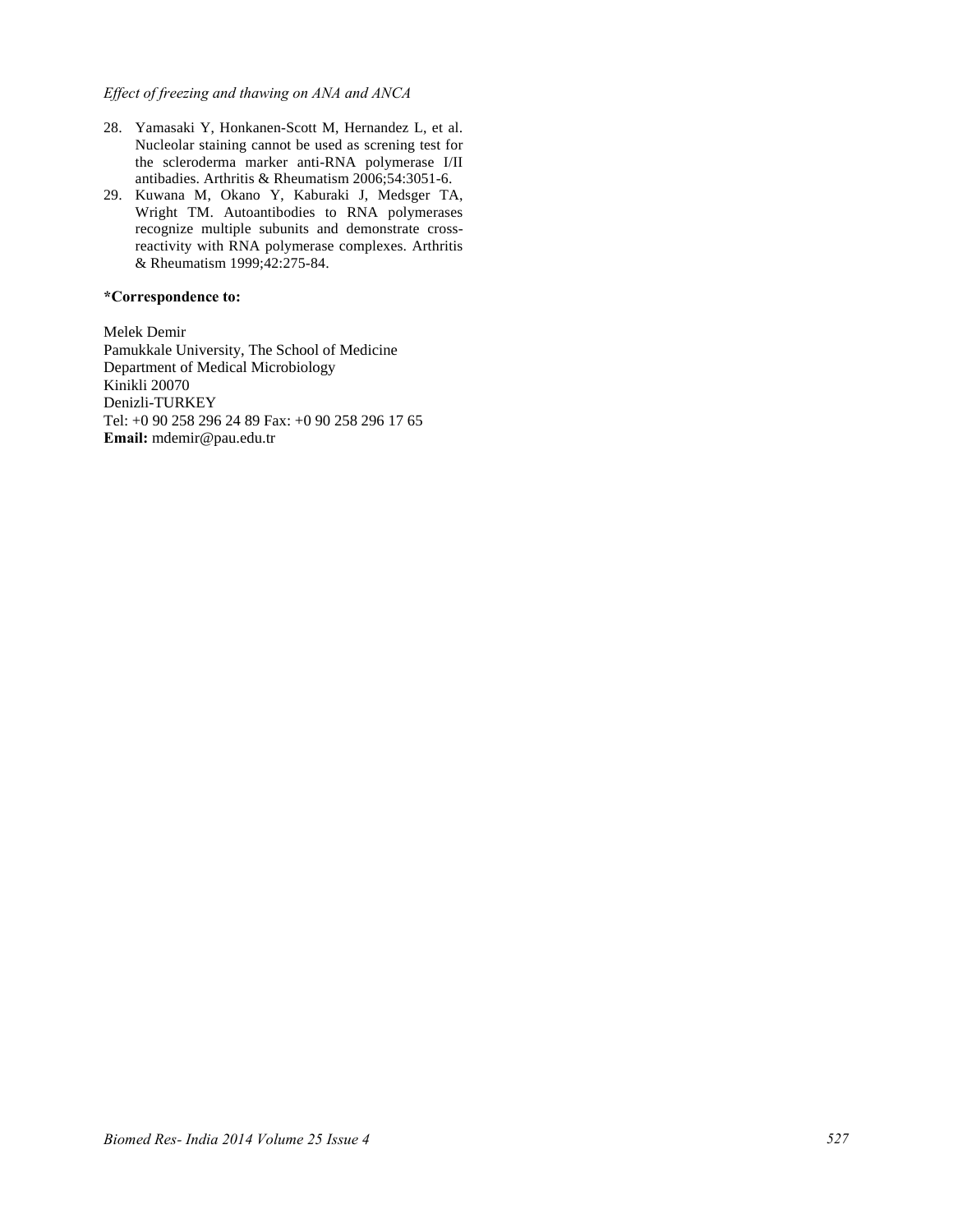28. Yamasaki Y, Honkanen-Scott M, Hernandez L, et al. Nucleolar staining cannot be used as screning test for the scleroderma marker anti-RNA polymerase I/II antibadies. Arthritis & Rheumatism 2006;54:3051-6.
29. Kuwana M, Okano Y, Kaburaki J, Medsger TA, Wright TM. Autoantibodies to RNA polymerases recognize multiple subunits and demonstrate cross-reactivity with RNA polymerase complexes. Arthritis & Rheumatism 1999;42:275-84.

**\*Correspondence to:**

Melek Demir
Pamukkale University, The School of Medicine
Department of Medical Microbiology
Kinikli 20070
Denizli-TURKEY
Tel: +0 90 258 296 24 89 Fax: +0 90 258 296 17 65
**Email:** mdemir@pau.edu.tr